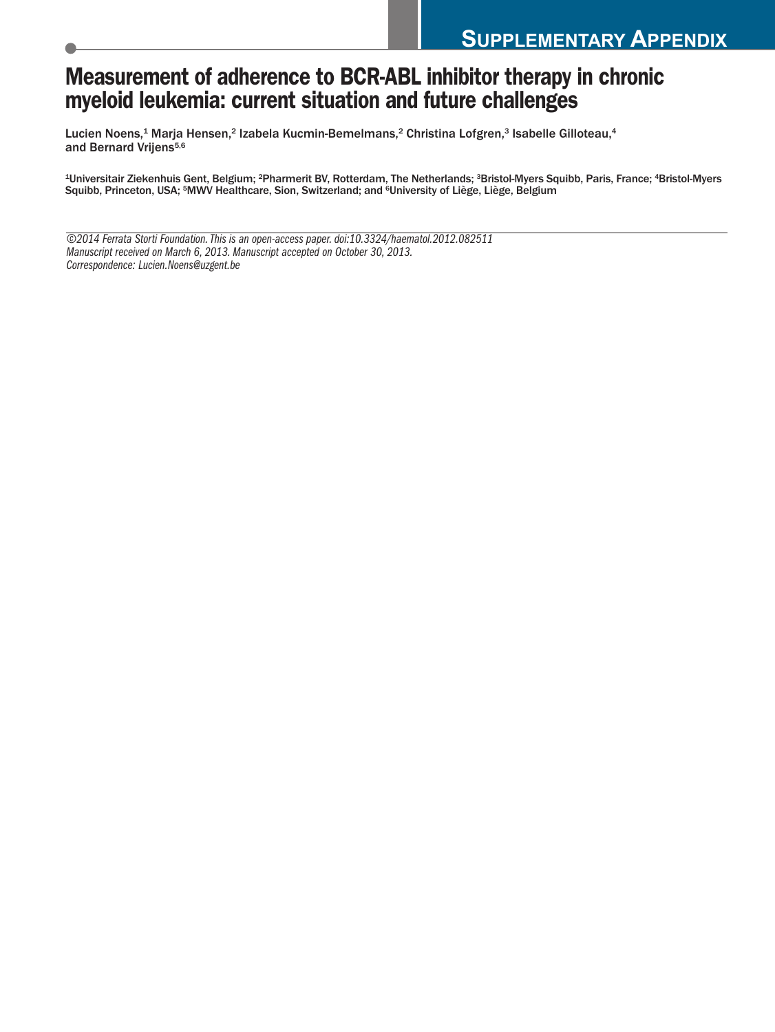# Supplementary Appendix

# Measurement of adherence to BCR-ABL inhibitor therapy in chronic myeloid leukemia: current situation and future challenges

Lucien Noens,[1] Marja Hensen,[2] Izabela Kucmin-Bemelmans,[2] Christina Lofgren,[3] Isabelle Gilloteau,[4] and Bernard Vrijens[5,6]

[1]Universitair Ziekenhuis Gent, Belgium; [2]Pharmerit BV, Rotterdam, The Netherlands; [3]Bristol-Myers Squibb, Paris, France; [4]Bristol-Myers Squibb, Princeton, USA; [5]MWV Healthcare, Sion, Switzerland; and [6]University of Liège, Liège, Belgium

*©2014 Ferrata Storti Foundation. This is an open-access paper. doi:10.3324/haematol.2012.082511*
*Manuscript received on March 6, 2013. Manuscript accepted on October 30, 2013.*
*Correspondence: Lucien.Noens@uzgent.be*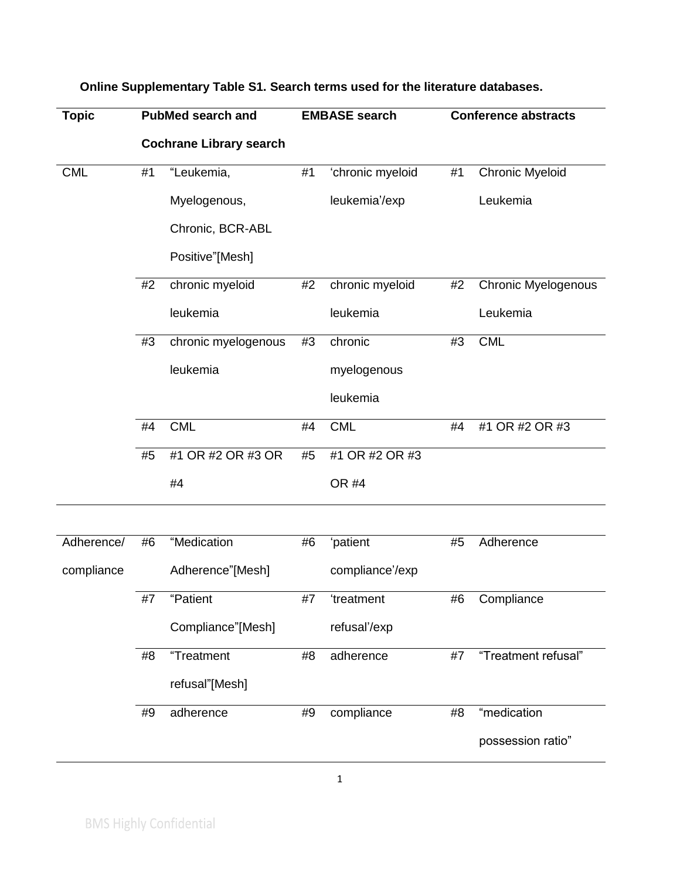**Online Supplementary Table S1. Search terms used for the literature databases.**

| Topic | PubMed search and Cochrane Library search | | EMBASE search | | Conference abstracts | |
|---|---|---|---|---|---|---|
| CML | #1 | "Leukemia, Myelogenous, Chronic, BCR-ABL Positive"[Mesh] | #1 | 'chronic myeloid leukemia'/exp | #1 | Chronic Myeloid Leukemia |
| | #2 | chronic myeloid leukemia | #2 | chronic myeloid leukemia | #2 | Chronic Myelogenous Leukemia |
| | #3 | chronic myelogenous leukemia | #3 | chronic myelogenous leukemia | #3 | CML |
| | #4 | CML | #4 | CML | #4 | #1 OR #2 OR #3 |
| | #5 | #1 OR #2 OR #3 OR #4 | #5 | #1 OR #2 OR #3 OR #4 | | |
| Adherence/ compliance | #6 | "Medication Adherence"[Mesh] | #6 | 'patient compliance'/exp | #5 | Adherence |
| | #7 | "Patient Compliance"[Mesh] | #7 | 'treatment refusal'/exp | #6 | Compliance |
| | #8 | "Treatment refusal"[Mesh] | #8 | adherence | #7 | "Treatment refusal" |
| | #9 | adherence | #9 | compliance | #8 | "medication possession ratio" |

BMS Highly Confidential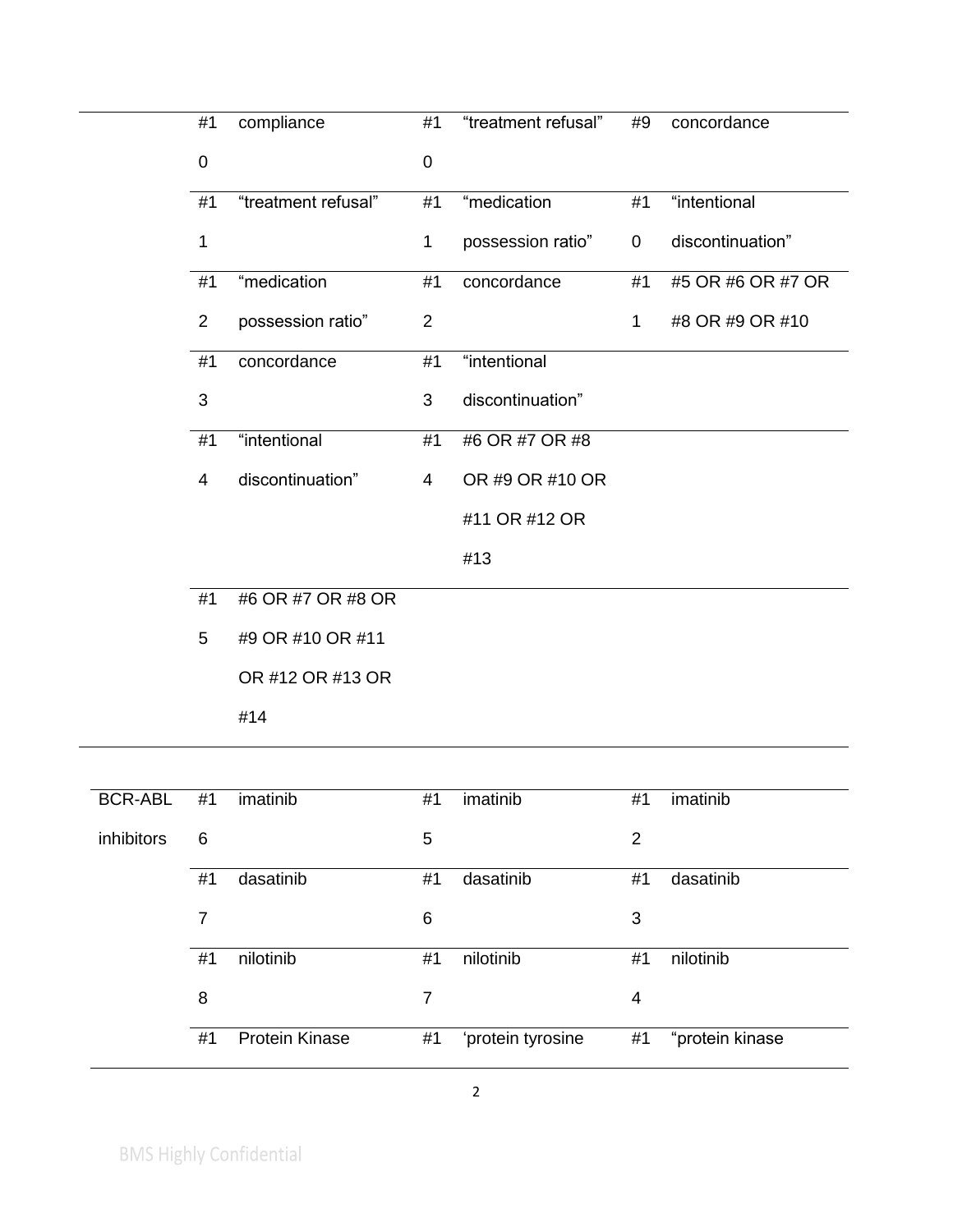|  | # | Search term | # | Search term | # | Search term |
|---|---|---|---|---|---|---|
|  | #10 | compliance | #10 | "treatment refusal" | #9 | concordance |
|  | #11 | "treatment refusal" | #11 | "medication possession ratio" | #10 | "intentional discontinuation" |
|  | #12 | "medication possession ratio" | #12 | concordance | #11 | #5 OR #6 OR #7 OR #8 OR #9 OR #10 |
|  | #13 | concordance | #13 | "intentional discontinuation" |  |  |
|  | #14 | "intentional discontinuation" | #14 | #6 OR #7 OR #8 OR #9 OR #10 OR #11 OR #12 OR #13 |  |  |
|  | #15 | #6 OR #7 OR #8 OR #9 OR #10 OR #11 OR #12 OR #13 OR #14 |  |  |  |  |
| BCR-ABL inhibitors | #16 | imatinib | #15 | imatinib | #12 | imatinib |
|  | #17 | dasatinib | #16 | dasatinib | #13 | dasatinib |
|  | #18 | nilotinib | #17 | nilotinib | #14 | nilotinib |
|  | #1 | Protein Kinase | #1 | 'protein tyrosine | #1 | "protein kinase |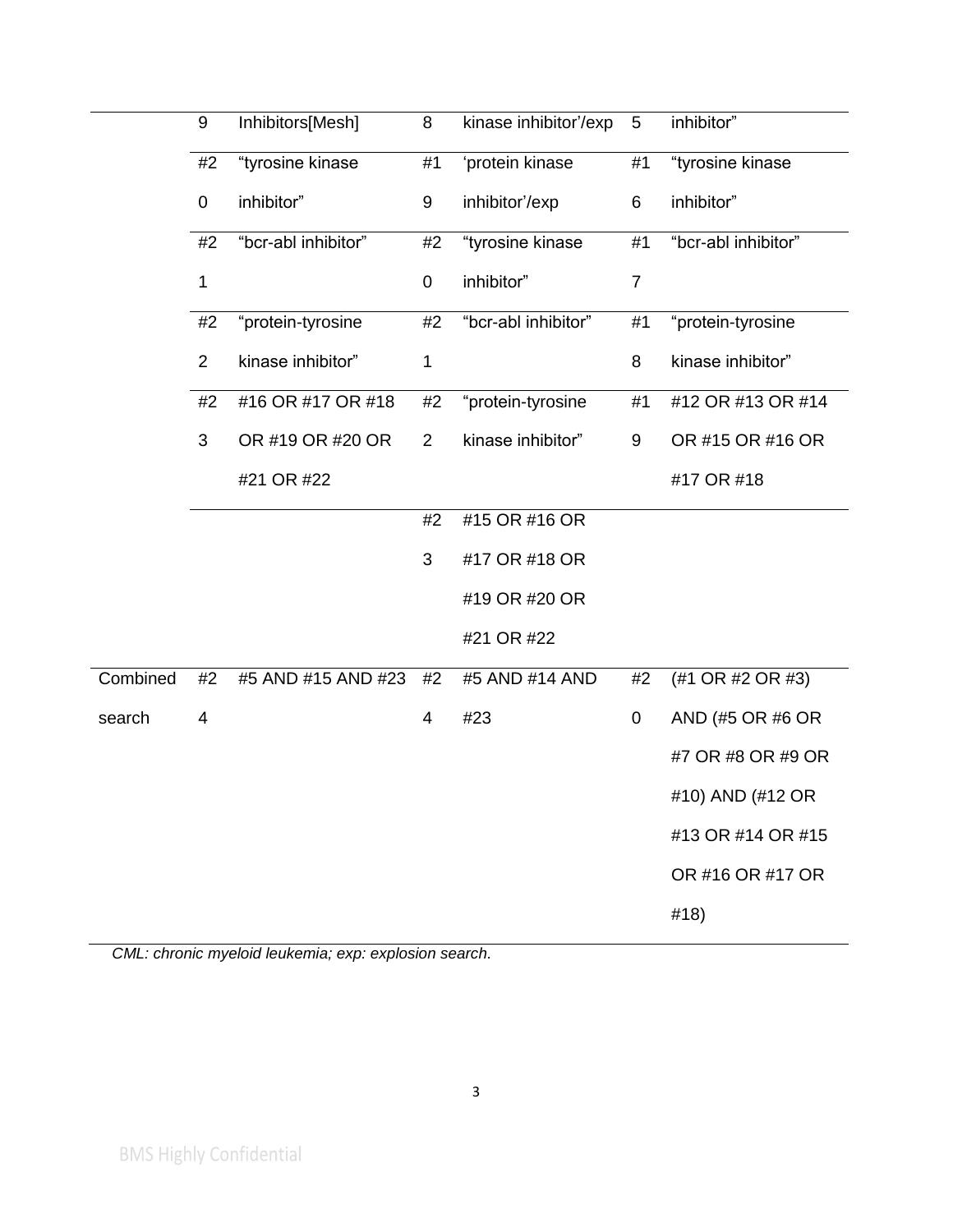| | | | | | | |
|---|---|---|---|---|---|---|
| | 9 | Inhibitors[Mesh] | 8 | kinase inhibitor'/exp | 5 | inhibitor" |
| | #20 | "tyrosine kinase inhibitor" | #19 | 'protein kinase inhibitor'/exp | #16 | "tyrosine kinase inhibitor" |
| | #21 | "bcr-abl inhibitor" | #20 | "tyrosine kinase inhibitor" | #17 | "bcr-abl inhibitor" |
| | #22 | "protein-tyrosine kinase inhibitor" | #21 | "bcr-abl inhibitor" | #18 | "protein-tyrosine kinase inhibitor" |
| | #23 | #16 OR #17 OR #18 OR #19 OR #20 OR #21 OR #22 | #22 | "protein-tyrosine kinase inhibitor" | #19 | #12 OR #13 OR #14 OR #15 OR #16 OR #17 OR #18 |
| | | | #23 | #15 OR #16 OR #17 OR #18 OR #19 OR #20 OR #21 OR #22 | | |
| Combined search | #24 | #5 AND #15 AND #23 | #24 | #5 AND #14 AND #23 | #20 | (#1 OR #2 OR #3) AND (#5 OR #6 OR #7 OR #8 OR #9 OR #10) AND (#12 OR #13 OR #14 OR #15 OR #16 OR #17 OR #18) |

*CML: chronic myeloid leukemia; exp: explosion search.*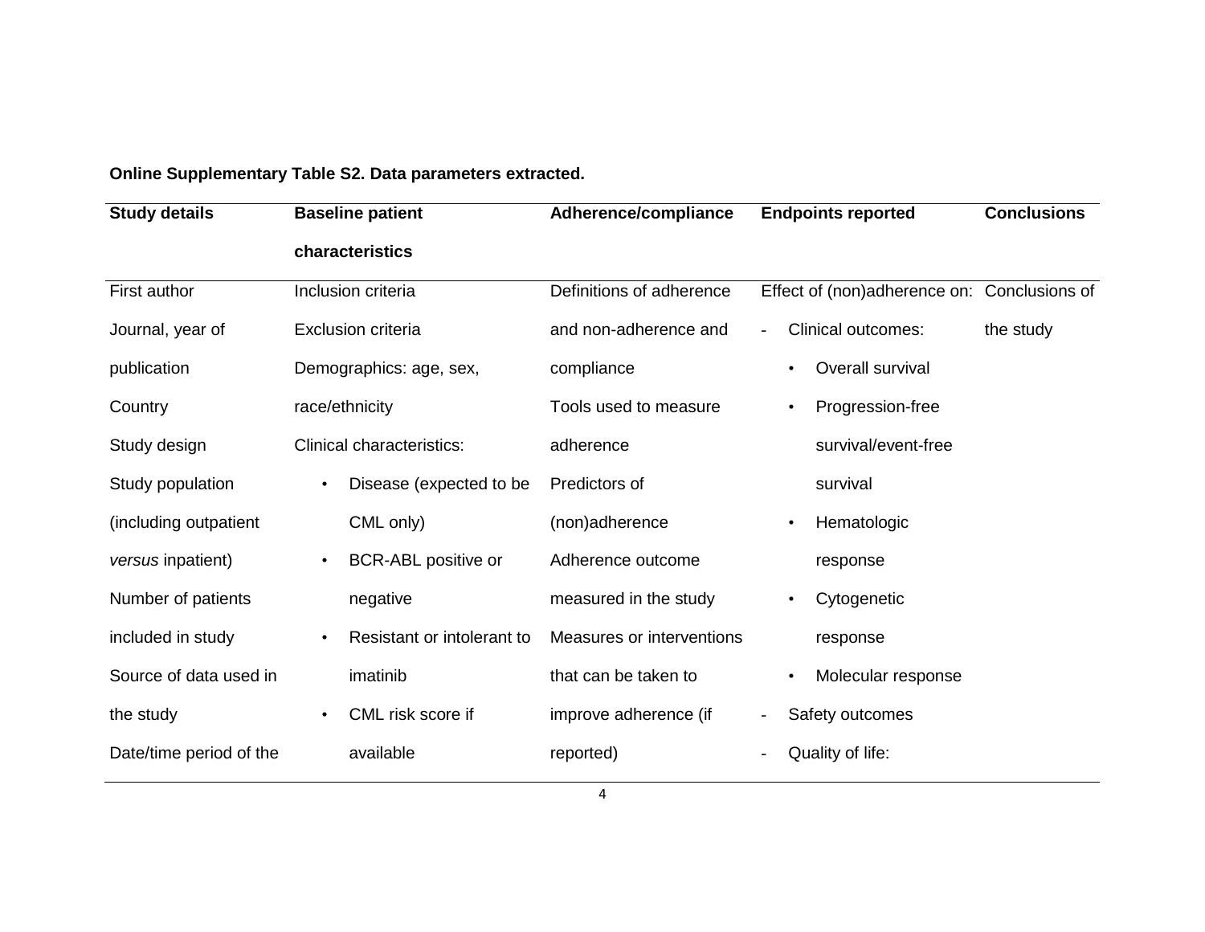**Online Supplementary Table S2. Data parameters extracted.**

| Study details | Baseline patient characteristics | Adherence/compliance | Endpoints reported | Conclusions |
|---|---|---|---|---|
| First author<br>Journal, year of publication<br>Country<br>Study design<br>Study population (including outpatient *versus* inpatient)<br>Number of patients included in study<br>Source of data used in the study<br>Date/time period of the | Inclusion criteria<br>Exclusion criteria<br>Demographics: age, sex, race/ethnicity<br>Clinical characteristics:<br>• Disease (expected to be CML only)<br>• BCR-ABL positive or negative<br>• Resistant or intolerant to imatinib<br>• CML risk score if available | Definitions of adherence and non-adherence and compliance<br>Tools used to measure adherence<br>Predictors of (non)adherence<br>Adherence outcome measured in the study<br>Measures or interventions that can be taken to improve adherence (if reported) | Effect of (non)adherence on:<br>- Clinical outcomes:<br>• Overall survival<br>• Progression-free survival/event-free survival<br>• Hematologic response<br>• Cytogenetic response<br>• Molecular response<br>- Safety outcomes<br>- Quality of life: | Conclusions of the study |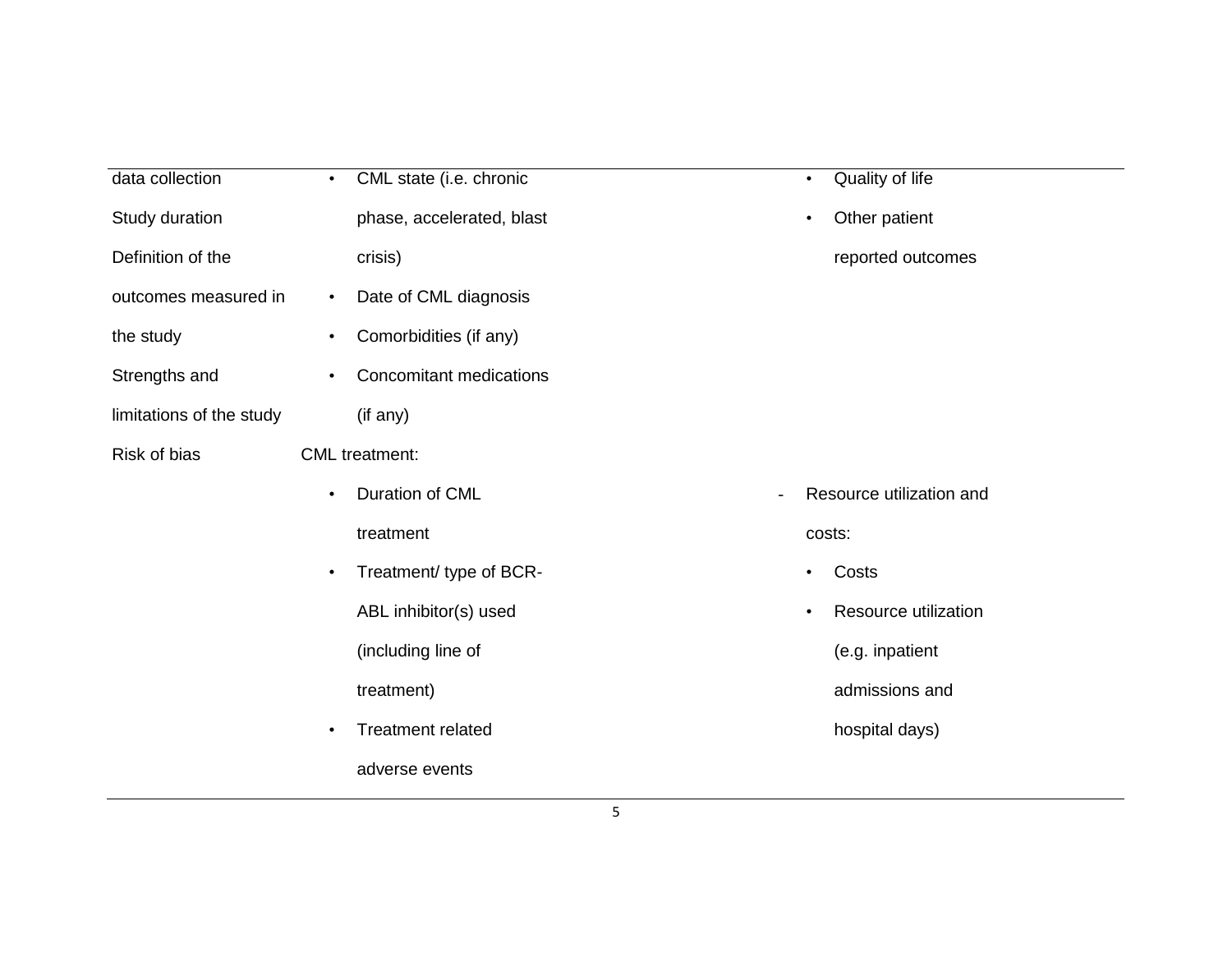| | | |
|---|---|---|
| data collection<br>Study duration<br>Definition of the outcomes measured in the study<br>Strengths and limitations of the study<br>Risk of bias | • CML state (i.e. chronic phase, accelerated, blast crisis)<br>• Date of CML diagnosis<br>• Comorbidities (if any)<br>• Concomitant medications (if any)<br>CML treatment:<br>• Duration of CML treatment<br>• Treatment/ type of BCR-ABL inhibitor(s) used (including line of treatment)<br>• Treatment related adverse events | • Quality of life<br>• Other patient reported outcomes<br>- Resource utilization and costs:<br>• Costs<br>• Resource utilization (e.g. inpatient admissions and hospital days) |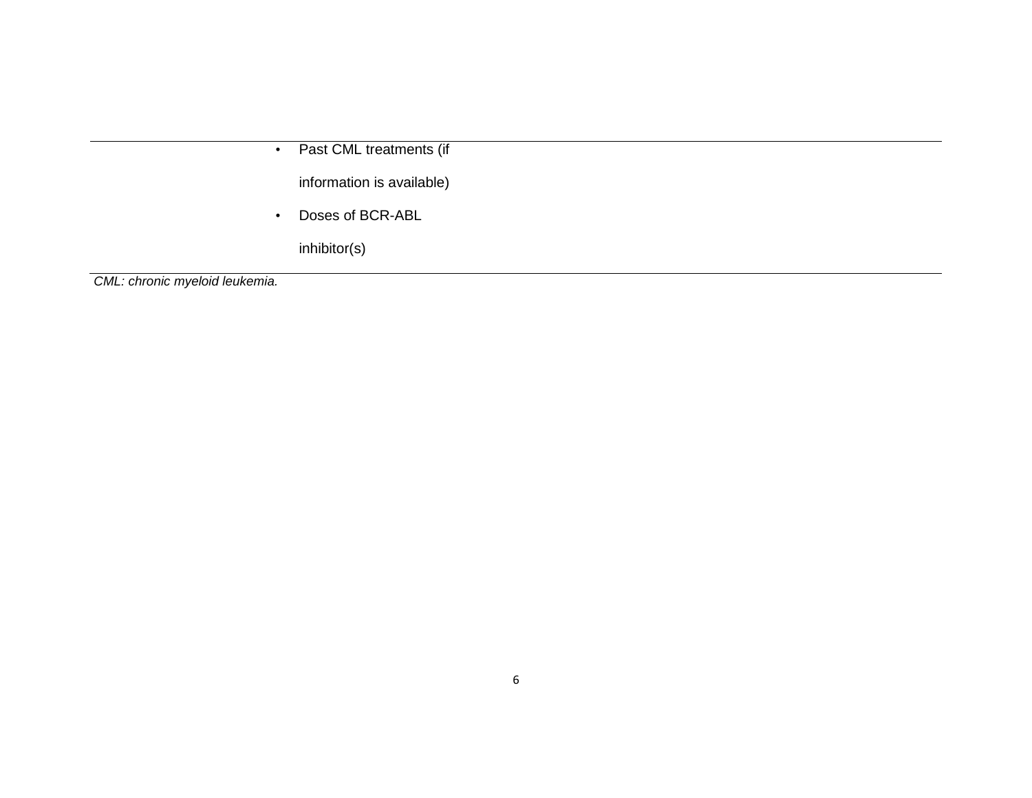|  |  |
| --- | --- |
|  | • Past CML treatments (if information is available)<br>• Doses of BCR-ABL inhibitor(s) |

*CML: chronic myeloid leukemia.*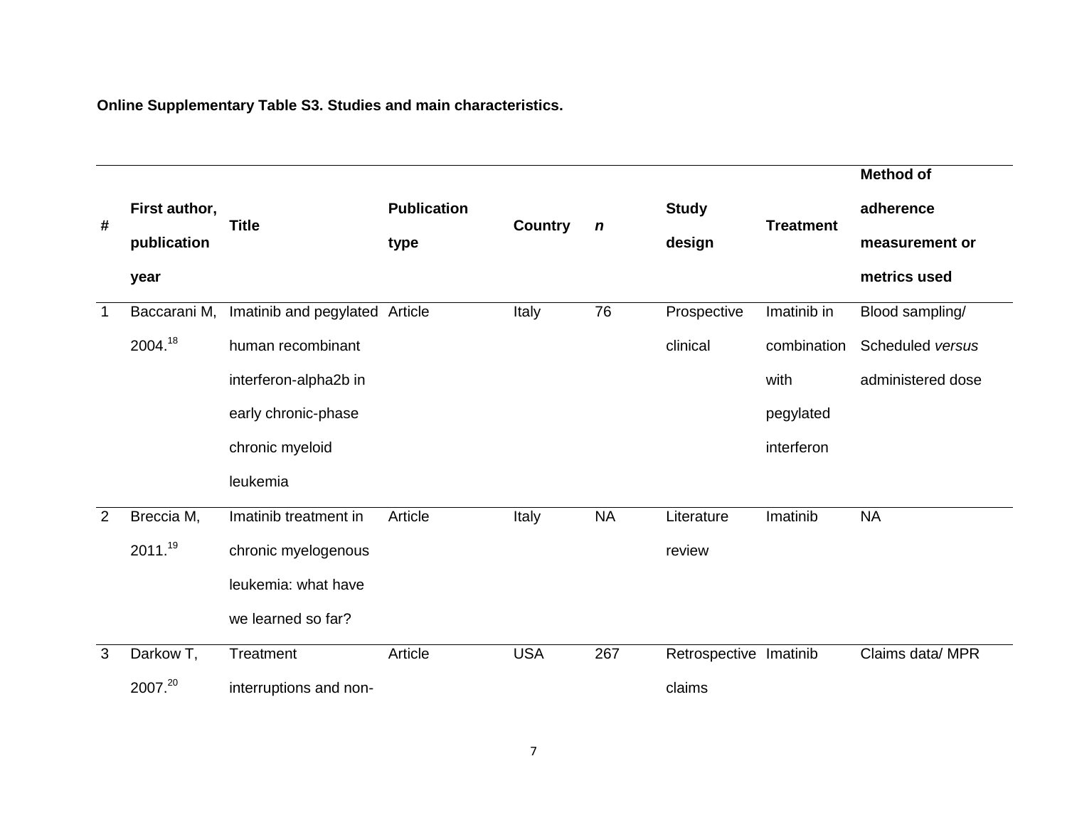**Online Supplementary Table S3. Studies and main characteristics.**

| # | First author, publication year | Title | Publication type | Country | *n* | Study design | Treatment | Method of adherence measurement or metrics used |
|---|---|---|---|---|---|---|---|---|
| 1 | Baccarani M, 2004.[18] | Imatinib and pegylated human recombinant interferon-alpha2b in early chronic-phase chronic myeloid leukemia | Article | Italy | 76 | Prospective clinical | Imatinib in combination with pegylated interferon | Blood sampling/ Scheduled *versus* administered dose |
| 2 | Breccia M, 2011.[19] | Imatinib treatment in chronic myelogenous leukemia: what have we learned so far? | Article | Italy | NA | Literature review | Imatinib | NA |
| 3 | Darkow T, 2007.[20] | Treatment interruptions and non- | Article | USA | 267 | Retrospective claims | Imatinib | Claims data/ MPR |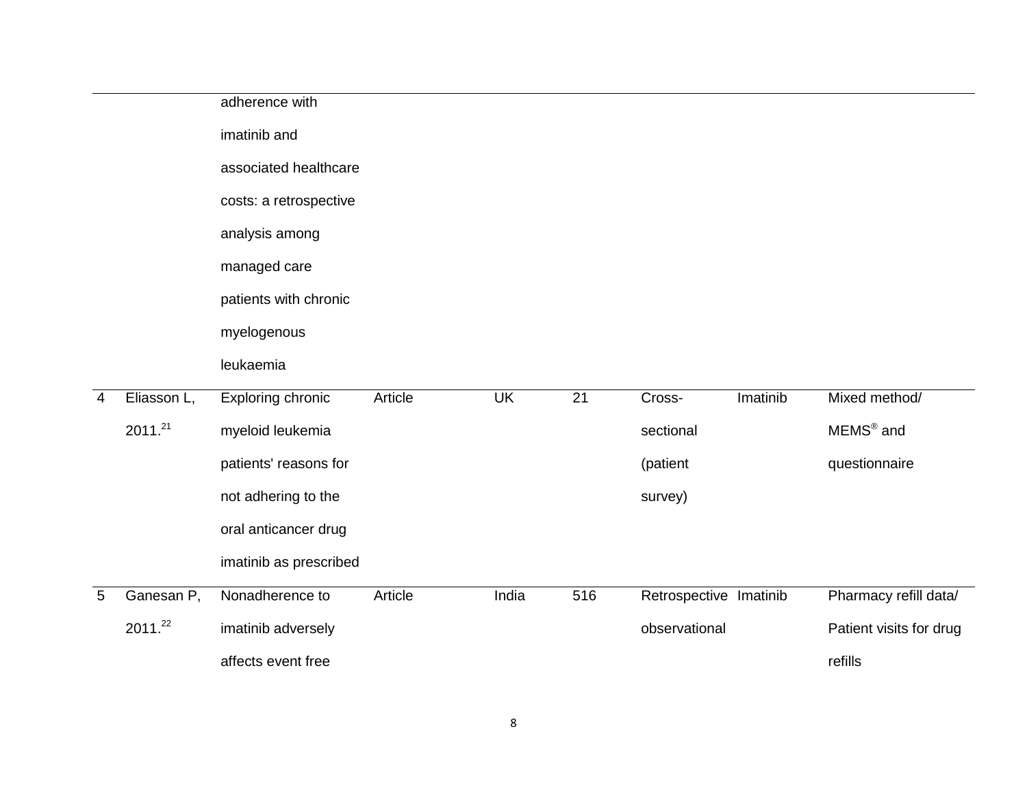| | | | | | | | | |
|---|---|---|---|---|---|---|---|---|
| | | adherence with imatinib and associated healthcare costs: a retrospective analysis among managed care patients with chronic myelogenous leukaemia | | | | | | |
| 4 | Eliasson L, 2011.[21] | Exploring chronic myeloid leukemia patients' reasons for not adhering to the oral anticancer drug imatinib as prescribed | Article | UK | 21 | Cross-sectional (patient survey) | Imatinib | Mixed method/ MEMS® and questionnaire |
| 5 | Ganesan P, 2011.[22] | Nonadherence to imatinib adversely affects event free | Article | India | 516 | Retrospective observational | Imatinib | Pharmacy refill data/ Patient visits for drug refills |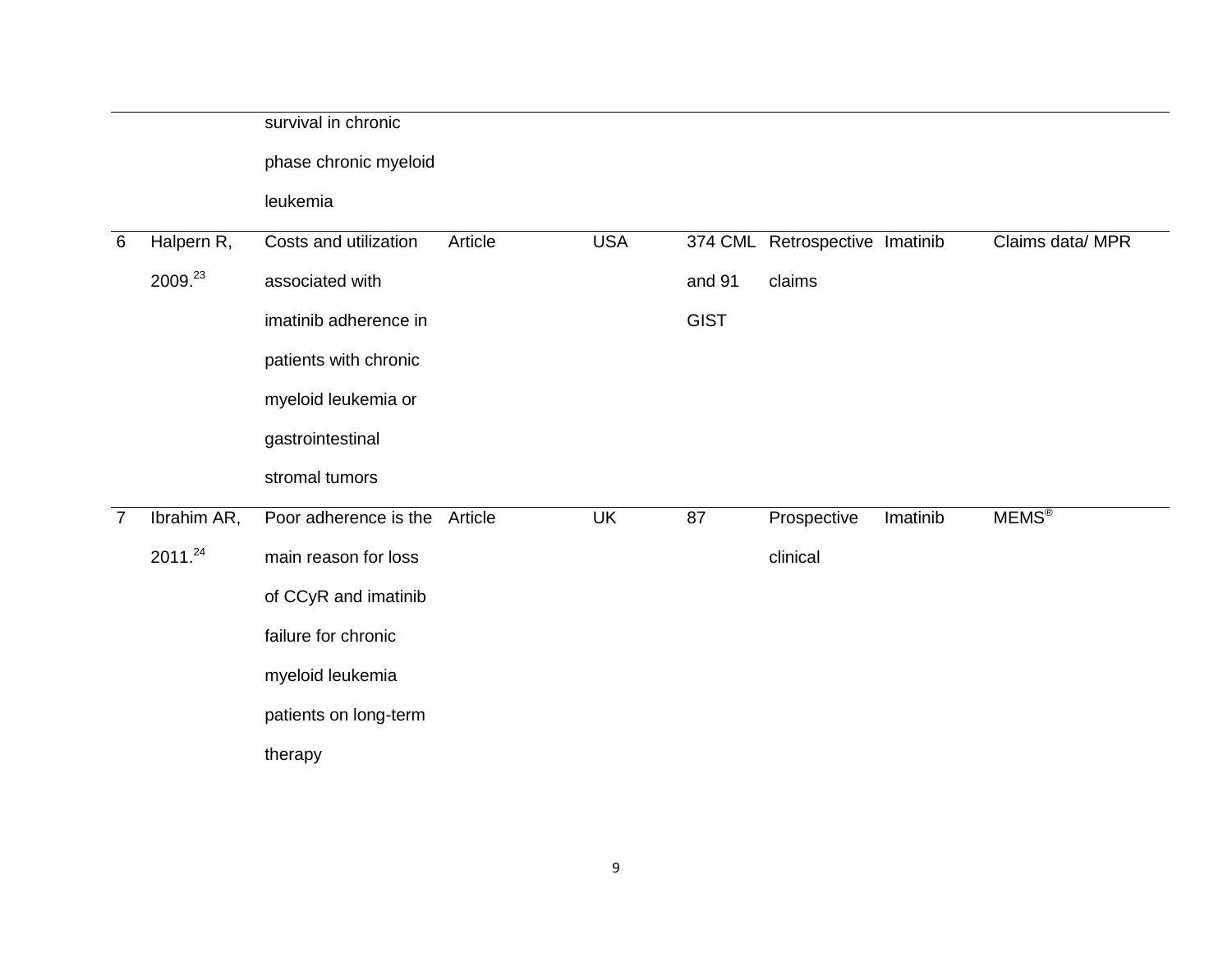| | | | | | | | | |
|---|---|---|---|---|---|---|---|---|
| | | survival in chronic phase chronic myeloid leukemia | | | | | | |
| 6 | Halpern R, 2009.[23] | Costs and utilization associated with imatinib adherence in patients with chronic myeloid leukemia or gastrointestinal stromal tumors | Article | USA | 374 CML and 91 GIST | Retrospective claims | Imatinib | Claims data/ MPR |
| 7 | Ibrahim AR, 2011.[24] | Poor adherence is the main reason for loss of CCyR and imatinib failure for chronic myeloid leukemia patients on long-term therapy | Article | UK | 87 | Prospective clinical | Imatinib | MEMS® |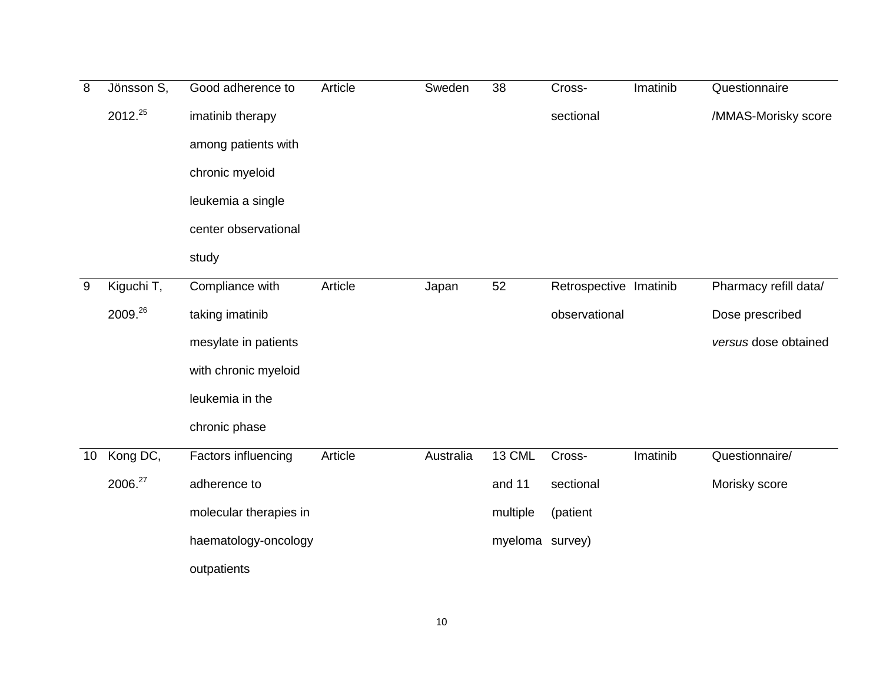| 8 | Jönsson S, 2012.[25] | Good adherence to imatinib therapy among patients with chronic myeloid leukemia a single center observational study | Article | Sweden | 38 | Cross-sectional | Imatinib | Questionnaire /MMAS-Morisky score |
|---|---|---|---|---|---|---|---|---|
| 9 | Kiguchi T, 2009.[26] | Compliance with taking imatinib mesylate in patients with chronic myeloid leukemia in the chronic phase | Article | Japan | 52 | Retrospective observational | Imatinib | Pharmacy refill data/ Dose prescribed *versus* dose obtained |
| 10 | Kong DC, 2006.[27] | Factors influencing adherence to molecular therapies in haematology-oncology outpatients | Article | Australia | 13 CML and 11 multiple myeloma | Cross-sectional (patient survey) | Imatinib | Questionnaire/ Morisky score |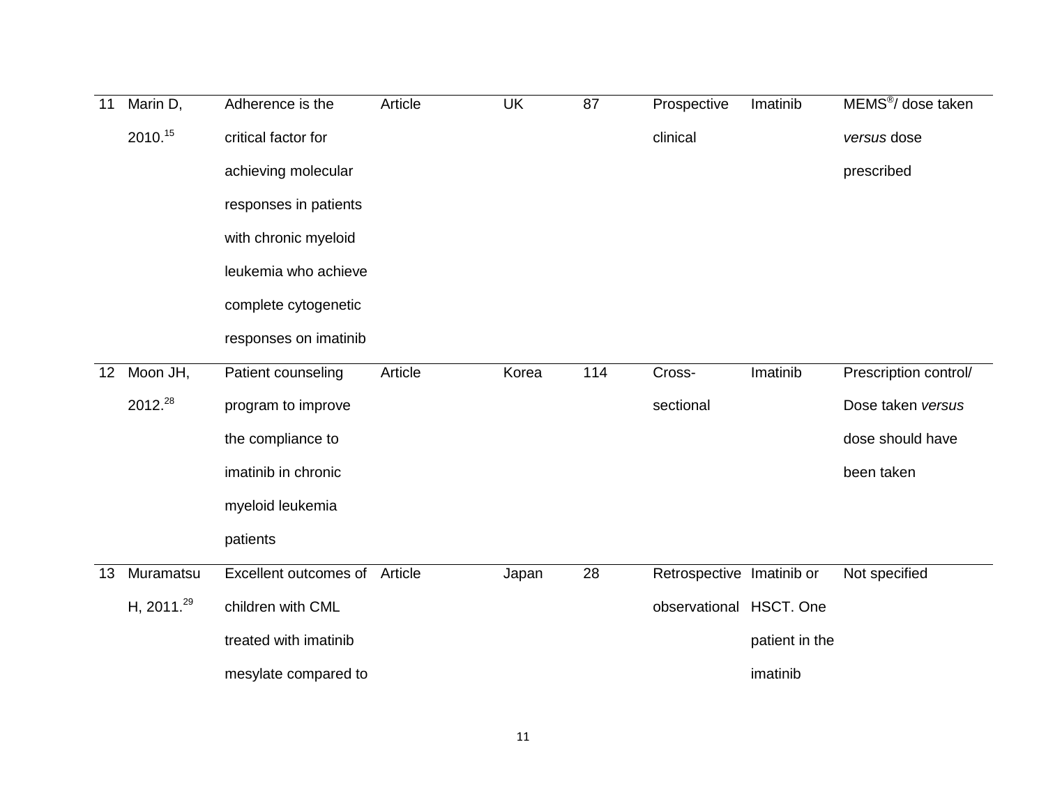| 11 | Marin D, 2010.[15] | Adherence is the critical factor for achieving molecular responses in patients with chronic myeloid leukemia who achieve complete cytogenetic responses on imatinib | Article | UK | 87 | Prospective clinical | Imatinib | MEMS®/ dose taken *versus* dose prescribed |
|---|---|---|---|---|---|---|---|---|
| 12 | Moon JH, 2012.[28] | Patient counseling program to improve the compliance to imatinib in chronic myeloid leukemia patients | Article | Korea | 114 | Cross-sectional | Imatinib | Prescription control/ Dose taken *versus* dose should have been taken |
| 13 | Muramatsu H, 2011.[29] | Excellent outcomes of children with CML treated with imatinib mesylate compared to | Article | Japan | 28 | Retrospective observational | Imatinib or HSCT. One patient in the imatinib | Not specified |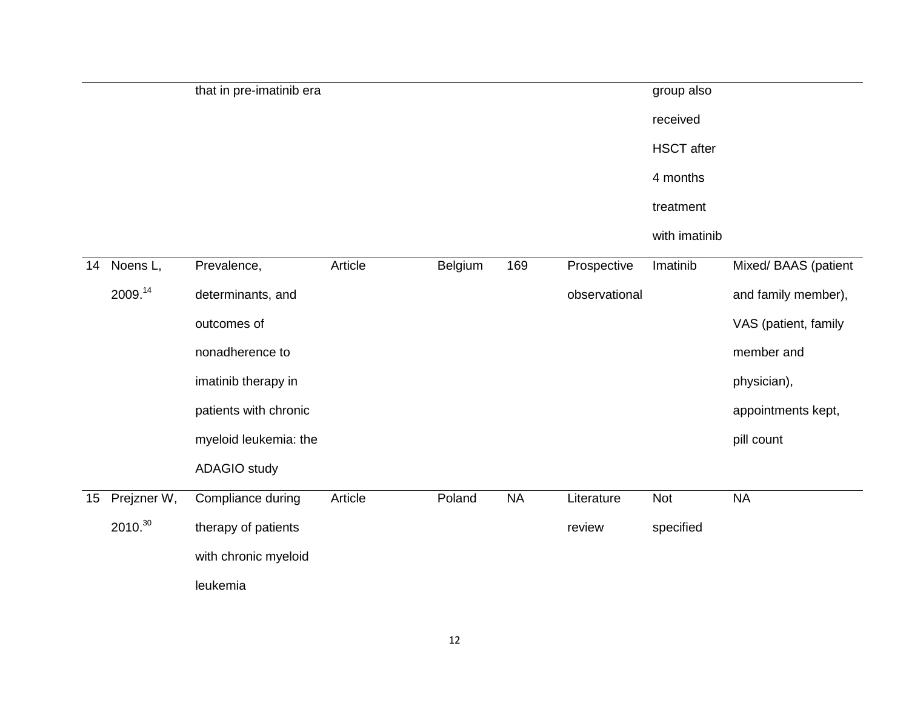| | | | | | | | | |
|---|---|---|---|---|---|---|---|---|
| | | that in pre-imatinib era | | | | | group also received HSCT after 4 months treatment with imatinib | |
| 14 | Noens L, 2009.[14] | Prevalence, determinants, and outcomes of nonadherence to imatinib therapy in patients with chronic myeloid leukemia: the ADAGIO study | Article | Belgium | 169 | Prospective observational | Imatinib | Mixed/ BAAS (patient and family member), VAS (patient, family member and physician), appointments kept, pill count |
| 15 | Prejzner W, 2010.[30] | Compliance during therapy of patients with chronic myeloid leukemia | Article | Poland | NA | Literature review | Not specified | NA |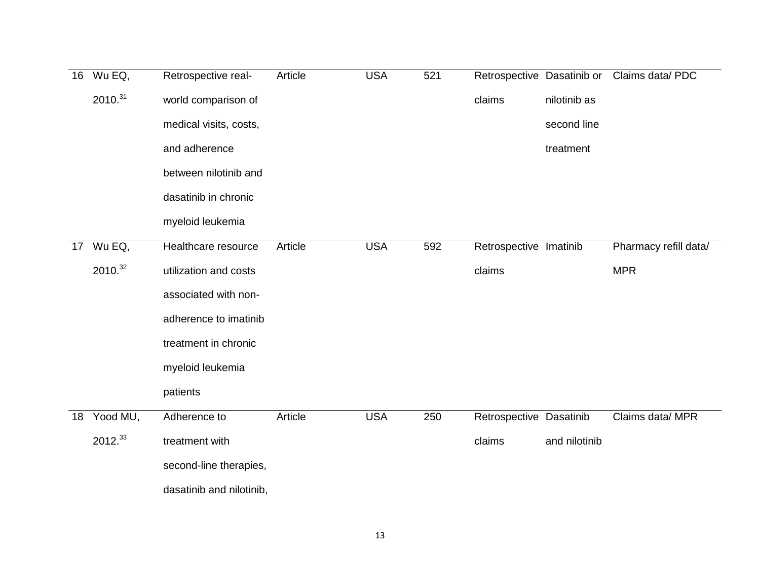| 16 | Wu EQ, 2010.[31] | Retrospective real-world comparison of medical visits, costs, and adherence between nilotinib and dasatinib in chronic myeloid leukemia | Article | USA | 521 | Retrospective claims | Dasatinib or nilotinib as second line treatment | Claims data/ PDC |
|---|---|---|---|---|---|---|---|---|
| 17 | Wu EQ, 2010.[32] | Healthcare resource utilization and costs associated with non-adherence to imatinib treatment in chronic myeloid leukemia patients | Article | USA | 592 | Retrospective claims | Imatinib | Pharmacy refill data/ MPR |
| 18 | Yood MU, 2012.[33] | Adherence to treatment with second-line therapies, dasatinib and nilotinib, | Article | USA | 250 | Retrospective claims | Dasatinib and nilotinib | Claims data/ MPR |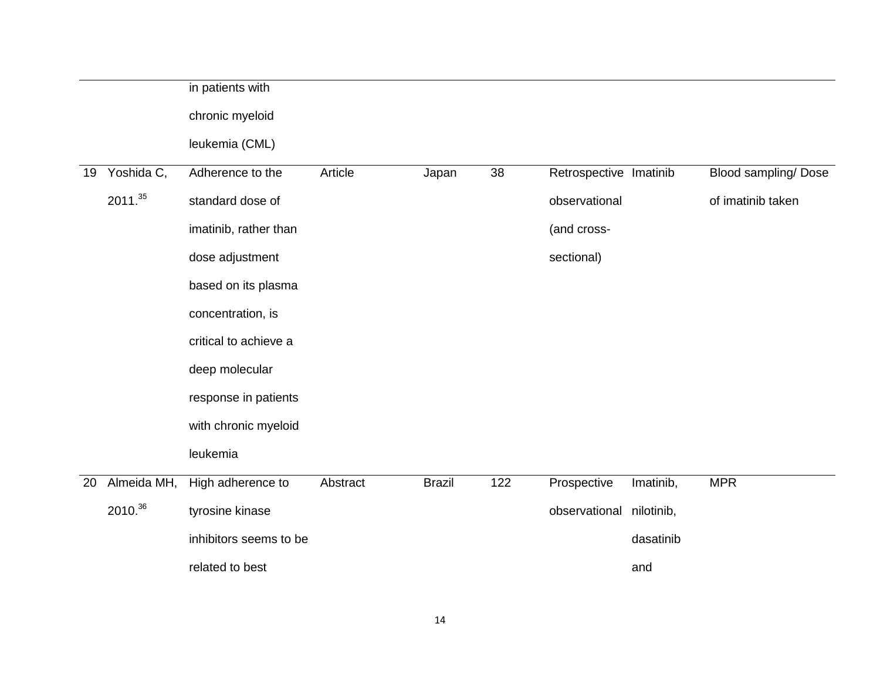| | | | | | | | | |
|---|---|---|---|---|---|---|---|---|
| | | in patients with chronic myeloid leukemia (CML) | | | | | | |
| 19 | Yoshida C, 2011.[35] | Adherence to the standard dose of imatinib, rather than dose adjustment based on its plasma concentration, is critical to achieve a deep molecular response in patients with chronic myeloid leukemia | Article | Japan | 38 | Retrospective observational (and cross-sectional) | Imatinib | Blood sampling/ Dose of imatinib taken |
| 20 | Almeida MH, 2010.[36] | High adherence to tyrosine kinase inhibitors seems to be related to best | Abstract | Brazil | 122 | Prospective observational | Imatinib, nilotinib, dasatinib and | MPR |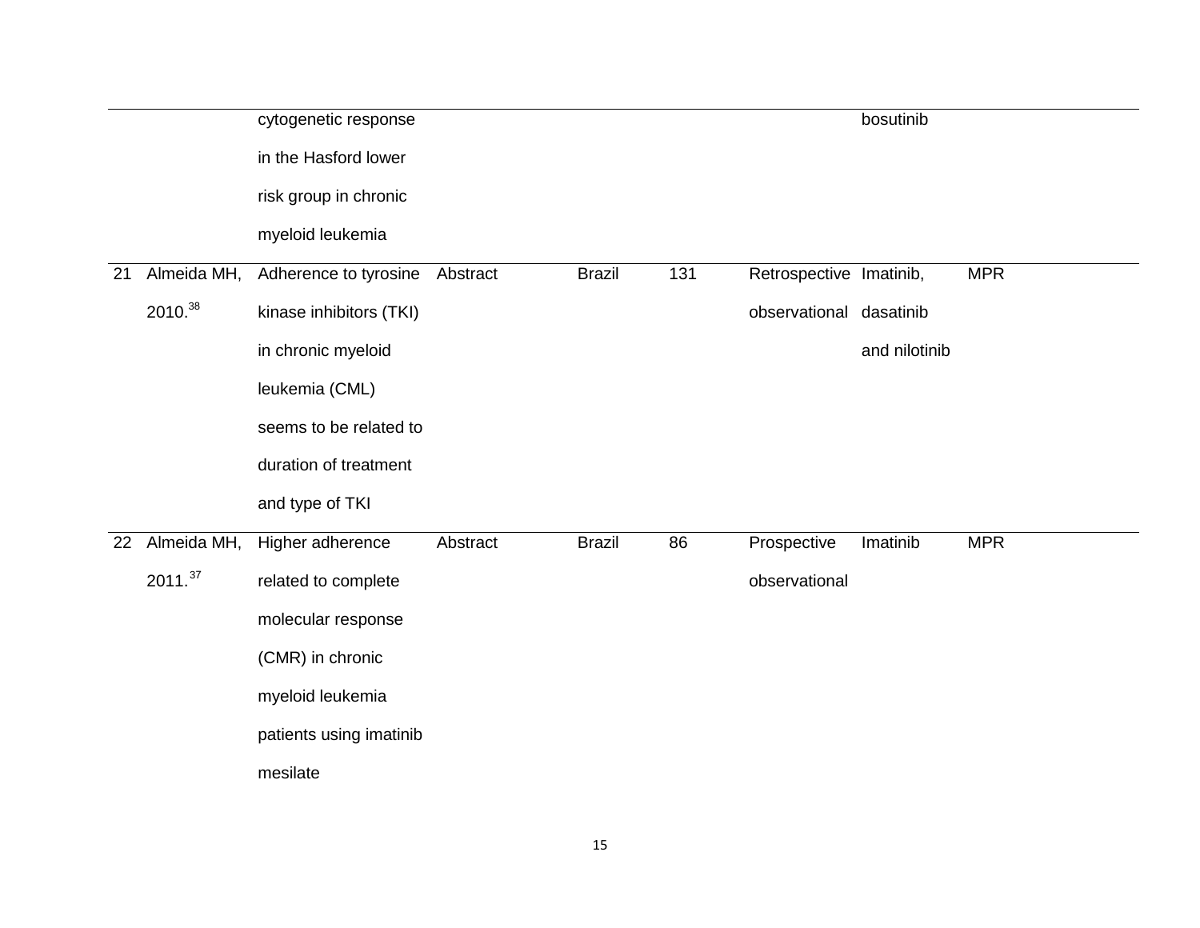| | | | | | | | | | |
|---|---|---|---|---|---|---|---|---|---|
| | | cytogenetic response in the Hasford lower risk group in chronic myeloid leukemia | | | | | bosutinib | | |
| 21 | Almeida MH, 2010.[38] | Adherence to tyrosine kinase inhibitors (TKI) in chronic myeloid leukemia (CML) seems to be related to duration of treatment and type of TKI | Abstract | Brazil | 131 | Retrospective observational | Imatinib, dasatinib and nilotinib | MPR | |
| 22 | Almeida MH, 2011.[37] | Higher adherence related to complete molecular response (CMR) in chronic myeloid leukemia patients using imatinib mesilate | Abstract | Brazil | 86 | Prospective observational | Imatinib | MPR | |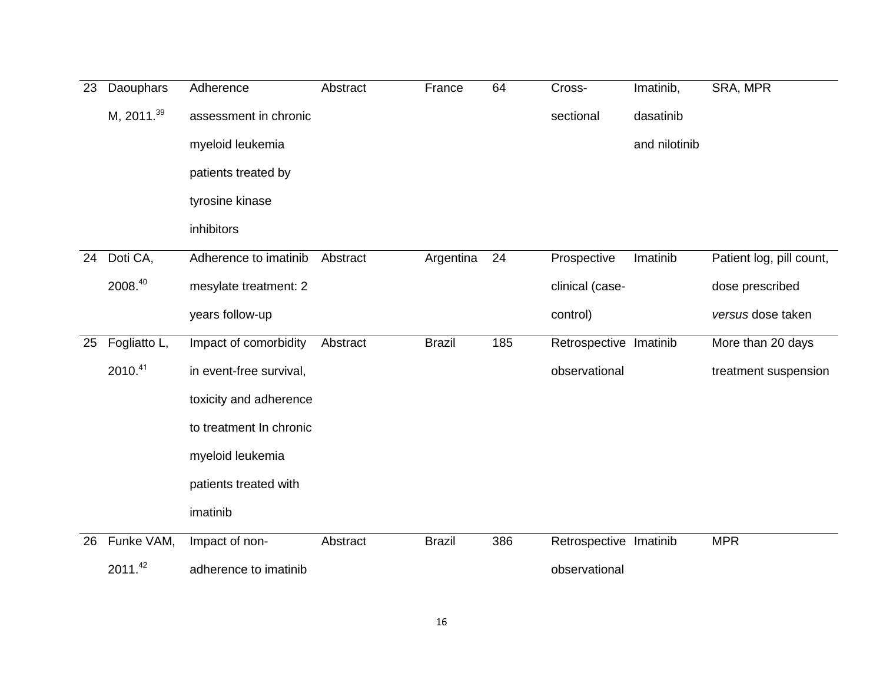| | | | | | | | | |
|---|---|---|---|---|---|---|---|---|
| 23 | Daouphars M, 2011.[39] | Adherence assessment in chronic myeloid leukemia patients treated by tyrosine kinase inhibitors | Abstract | France | 64 | Cross-sectional | Imatinib, dasatinib and nilotinib | SRA, MPR |
| 24 | Doti CA, 2008.[40] | Adherence to imatinib mesylate treatment: 2 years follow-up | Abstract | Argentina | 24 | Prospective clinical (case-control) | Imatinib | Patient log, pill count, dose prescribed *versus* dose taken |
| 25 | Fogliatto L, 2010.[41] | Impact of comorbidity in event-free survival, toxicity and adherence to treatment In chronic myeloid leukemia patients treated with imatinib | Abstract | Brazil | 185 | Retrospective observational | Imatinib | More than 20 days treatment suspension |
| 26 | Funke VAM, 2011.[42] | Impact of non-adherence to imatinib | Abstract | Brazil | 386 | Retrospective observational | Imatinib | MPR |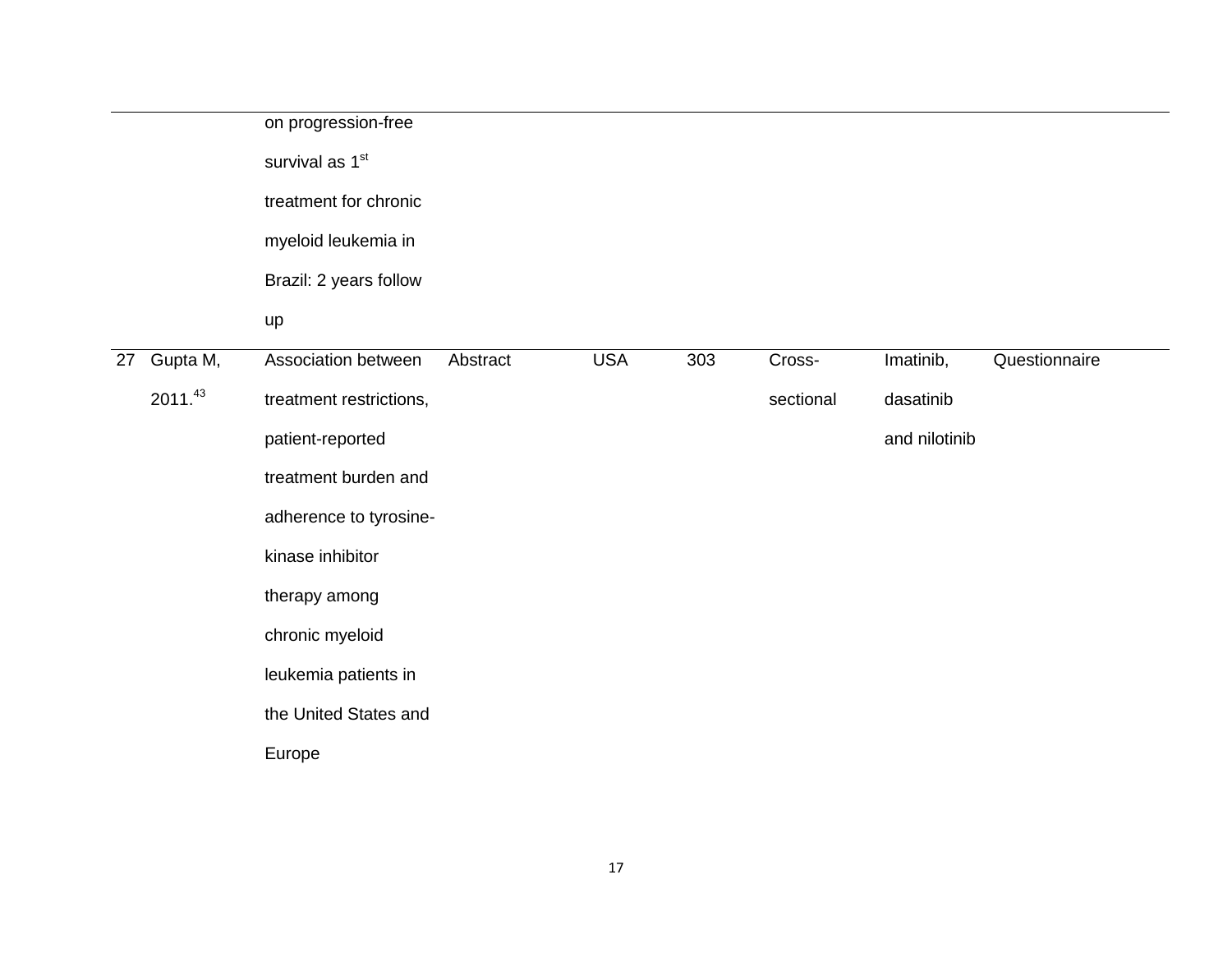| | | | | | | | | |
|---|---|---|---|---|---|---|---|---|
| | | on progression-free survival as 1st treatment for chronic myeloid leukemia in Brazil: 2 years follow up | | | | | | |
| 27 | Gupta M, 2011.[43] | Association between treatment restrictions, patient-reported treatment burden and adherence to tyrosine-kinase inhibitor therapy among chronic myeloid leukemia patients in the United States and Europe | Abstract | USA | 303 | Cross-sectional | Imatinib, dasatinib and nilotinib | Questionnaire |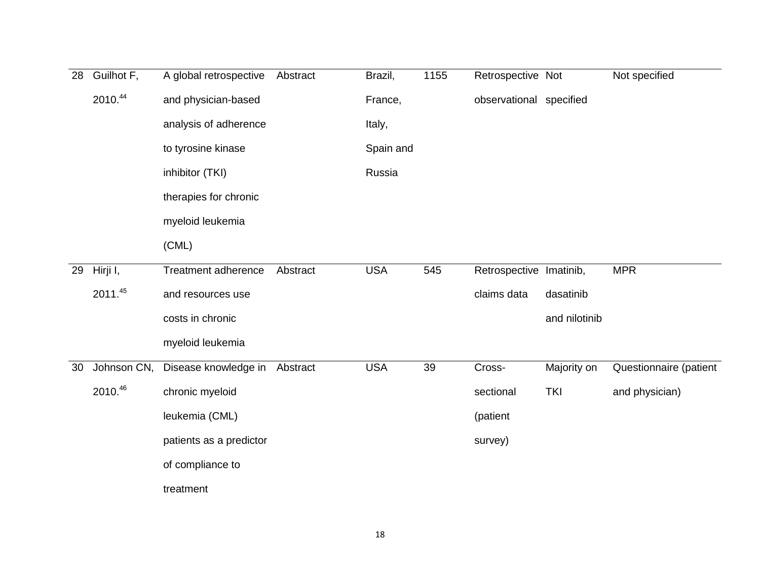| 28 | Guilhot F, 2010.[44] | A global retrospective and physician-based analysis of adherence to tyrosine kinase inhibitor (TKI) therapies for chronic myeloid leukemia (CML) | Abstract | Brazil, France, Italy, Spain and Russia | 1155 | Retrospective observational | Not specified | Not specified |
|---|---|---|---|---|---|---|---|---|
| 29 | Hirji I, 2011.[45] | Treatment adherence and resources use costs in chronic myeloid leukemia | Abstract | USA | 545 | Retrospective claims data | Imatinib, dasatinib and nilotinib | MPR |
| 30 | Johnson CN, 2010.[46] | Disease knowledge in chronic myeloid leukemia (CML) patients as a predictor of compliance to treatment | Abstract | USA | 39 | Cross-sectional (patient survey) | Majority on TKI | Questionnaire (patient and physician) |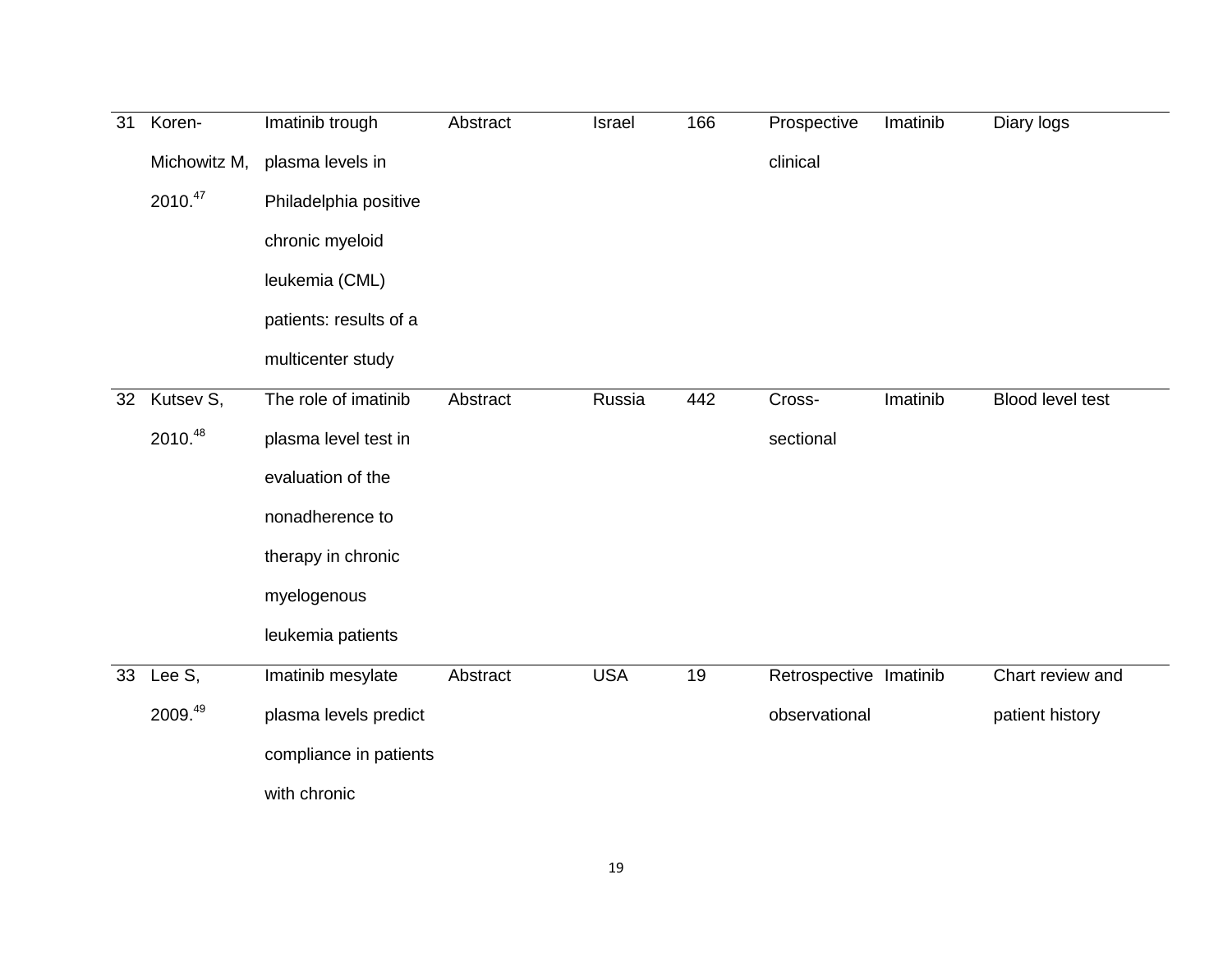| 31 | Koren-Michowitz M, 2010.[47] | Imatinib trough plasma levels in Philadelphia positive chronic myeloid leukemia (CML) patients: results of a multicenter study | Abstract | Israel | 166 | Prospective clinical | Imatinib | Diary logs |
|---|---|---|---|---|---|---|---|---|
| 32 | Kutsev S, 2010.[48] | The role of imatinib plasma level test in evaluation of the nonadherence to therapy in chronic myelogenous leukemia patients | Abstract | Russia | 442 | Cross-sectional | Imatinib | Blood level test |
| 33 | Lee S, 2009.[49] | Imatinib mesylate plasma levels predict compliance in patients with chronic | Abstract | USA | 19 | Retrospective observational | Imatinib | Chart review and patient history |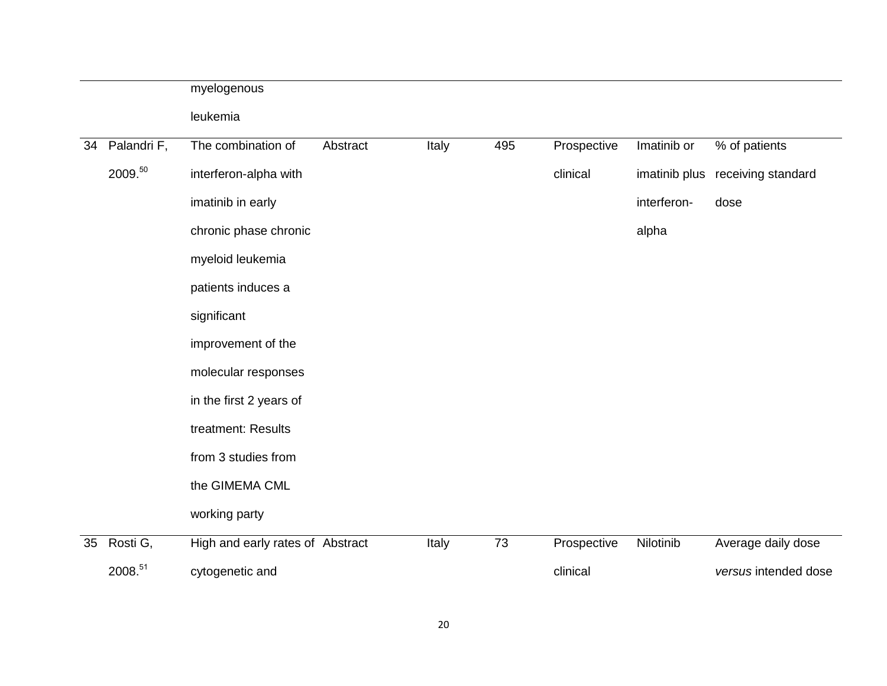| | | | | | | | | |
|---|---|---|---|---|---|---|---|---|
| | | myelogenous leukemia | | | | | | |
| 34 | Palandri F, 2009.[50] | The combination of interferon-alpha with imatinib in early chronic phase chronic myeloid leukemia patients induces a significant improvement of the molecular responses in the first 2 years of treatment: Results from 3 studies from the GIMEMA CML working party | Abstract | Italy | 495 | Prospective clinical | Imatinib or imatinib plus interferon-alpha | % of patients receiving standard dose |
| 35 | Rosti G, 2008.[51] | High and early rates of cytogenetic and | Abstract | Italy | 73 | Prospective clinical | Nilotinib | Average daily dose *versus* intended dose |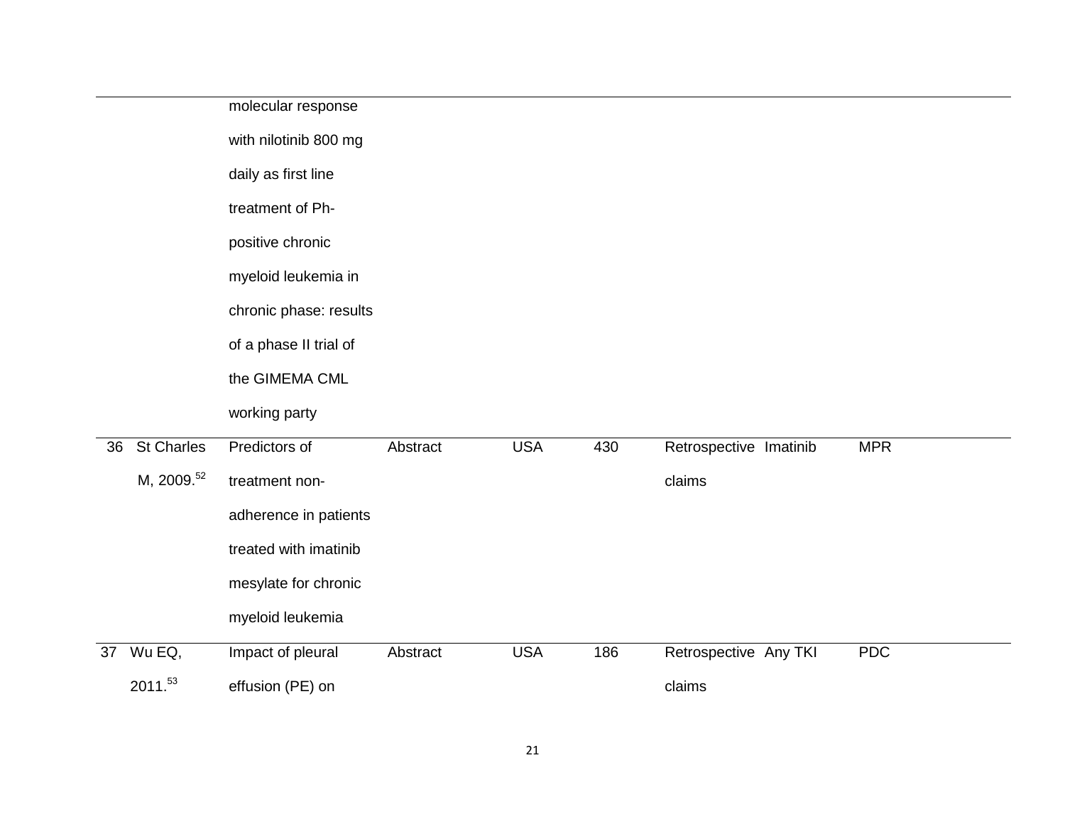| | | | | | | | | | |
|---|---|---|---|---|---|---|---|---|---|
| | | molecular response with nilotinib 800 mg daily as first line treatment of Ph-positive chronic myeloid leukemia in chronic phase: results of a phase II trial of the GIMEMA CML working party | | | | | | | |
| 36 | St Charles M, 2009.[52] | Predictors of treatment non-adherence in patients treated with imatinib mesylate for chronic myeloid leukemia | Abstract | USA | 430 | Retrospective claims | Imatinib | MPR | |
| 37 | Wu EQ, 2011.[53] | Impact of pleural effusion (PE) on | Abstract | USA | 186 | Retrospective claims | Any TKI | PDC | |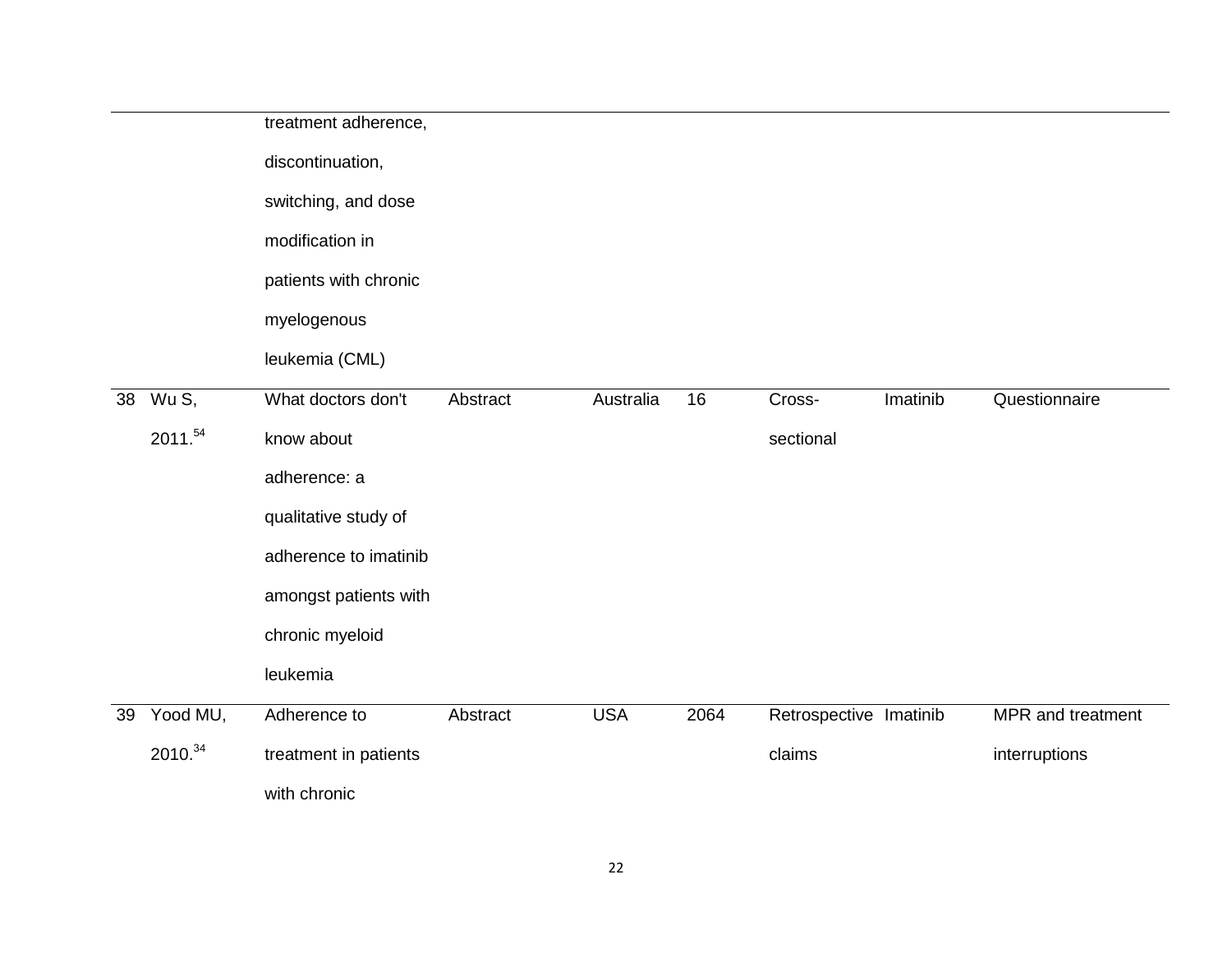| | | treatment adherence, discontinuation, switching, and dose modification in patients with chronic myelogenous leukemia (CML) | | | | | | |
|---|---|---|---|---|---|---|---|---|
| 38 | Wu S, 2011.[54] | What doctors don't know about adherence: a qualitative study of adherence to imatinib amongst patients with chronic myeloid leukemia | Abstract | Australia | 16 | Cross-sectional | Imatinib | Questionnaire |
| 39 | Yood MU, 2010.[34] | Adherence to treatment in patients with chronic | Abstract | USA | 2064 | Retrospective claims | Imatinib | MPR and treatment interruptions |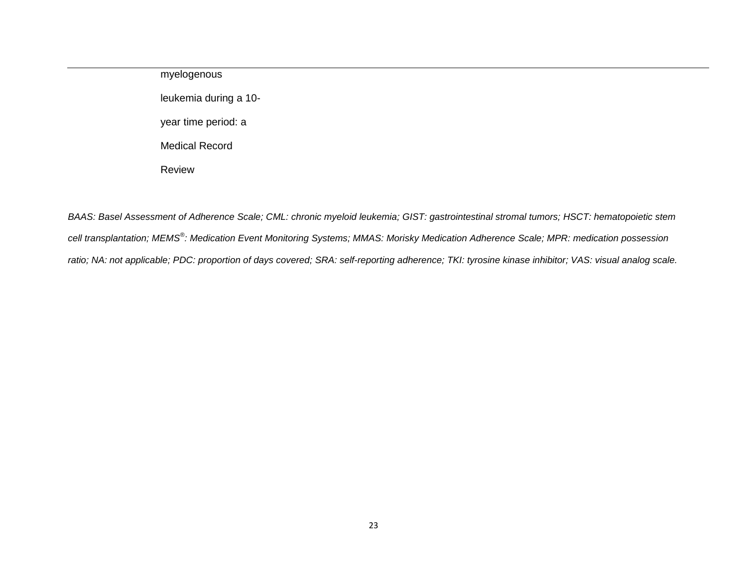| | | |
|---|---|---|
| | myelogenous leukemia during a 10-year time period: a Medical Record Review | |

*BAAS: Basel Assessment of Adherence Scale; CML: chronic myeloid leukemia; GIST: gastrointestinal stromal tumors; HSCT: hematopoietic stem cell transplantation; MEMS®: Medication Event Monitoring Systems; MMAS: Morisky Medication Adherence Scale; MPR: medication possession ratio; NA: not applicable; PDC: proportion of days covered; SRA: self-reporting adherence; TKI: tyrosine kinase inhibitor; VAS: visual analog scale.*